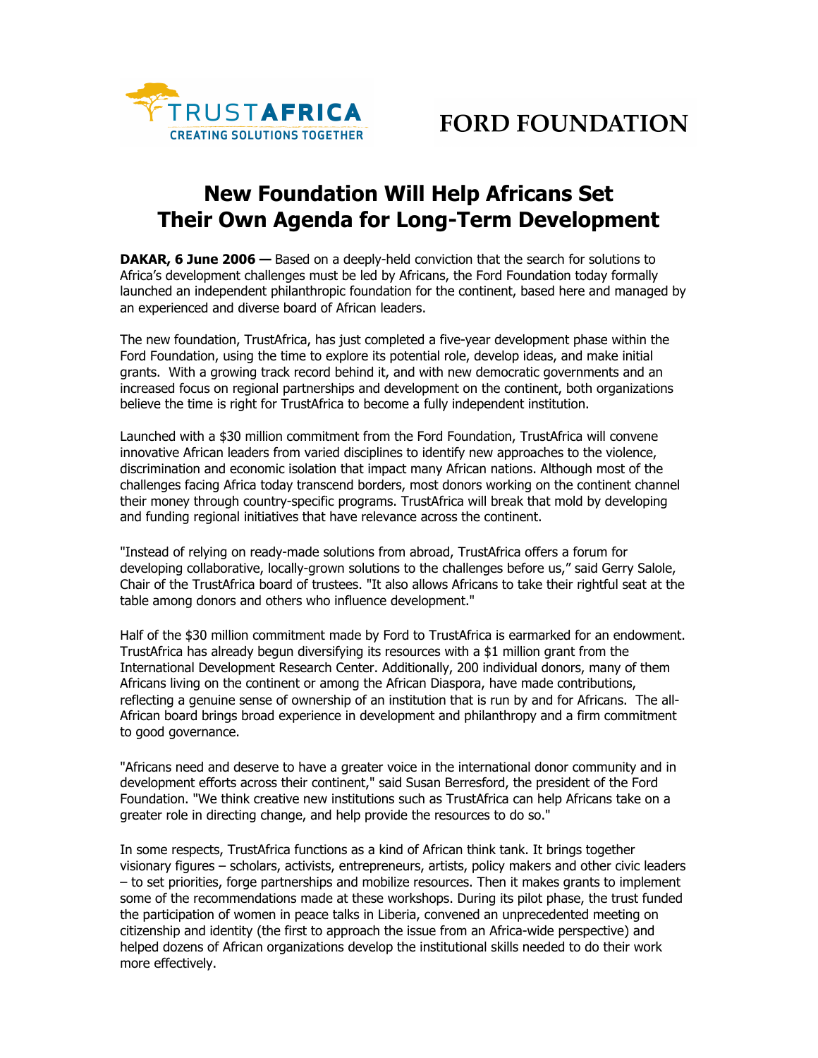TRUSTAFRICA
CREATING SOLUTIONS TOGETHER

FORD FOUNDATION

# New Foundation Will Help Africans Set Their Own Agenda for Long-Term Development

**DAKAR, 6 June 2006 —** Based on a deeply-held conviction that the search for solutions to Africa's development challenges must be led by Africans, the Ford Foundation today formally launched an independent philanthropic foundation for the continent, based here and managed by an experienced and diverse board of African leaders.

The new foundation, TrustAfrica, has just completed a five-year development phase within the Ford Foundation, using the time to explore its potential role, develop ideas, and make initial grants. With a growing track record behind it, and with new democratic governments and an increased focus on regional partnerships and development on the continent, both organizations believe the time is right for TrustAfrica to become a fully independent institution.

Launched with a $30 million commitment from the Ford Foundation, TrustAfrica will convene innovative African leaders from varied disciplines to identify new approaches to the violence, discrimination and economic isolation that impact many African nations. Although most of the challenges facing Africa today transcend borders, most donors working on the continent channel their money through country-specific programs. TrustAfrica will break that mold by developing and funding regional initiatives that have relevance across the continent.

"Instead of relying on ready-made solutions from abroad, TrustAfrica offers a forum for developing collaborative, locally-grown solutions to the challenges before us," said Gerry Salole, Chair of the TrustAfrica board of trustees. "It also allows Africans to take their rightful seat at the table among donors and others who influence development."

Half of the $30 million commitment made by Ford to TrustAfrica is earmarked for an endowment. TrustAfrica has already begun diversifying its resources with a $1 million grant from the International Development Research Center. Additionally, 200 individual donors, many of them Africans living on the continent or among the African Diaspora, have made contributions, reflecting a genuine sense of ownership of an institution that is run by and for Africans. The all-African board brings broad experience in development and philanthropy and a firm commitment to good governance.

"Africans need and deserve to have a greater voice in the international donor community and in development efforts across their continent," said Susan Berresford, the president of the Ford Foundation. "We think creative new institutions such as TrustAfrica can help Africans take on a greater role in directing change, and help provide the resources to do so."

In some respects, TrustAfrica functions as a kind of African think tank. It brings together visionary figures – scholars, activists, entrepreneurs, artists, policy makers and other civic leaders – to set priorities, forge partnerships and mobilize resources. Then it makes grants to implement some of the recommendations made at these workshops. During its pilot phase, the trust funded the participation of women in peace talks in Liberia, convened an unprecedented meeting on citizenship and identity (the first to approach the issue from an Africa-wide perspective) and helped dozens of African organizations develop the institutional skills needed to do their work more effectively.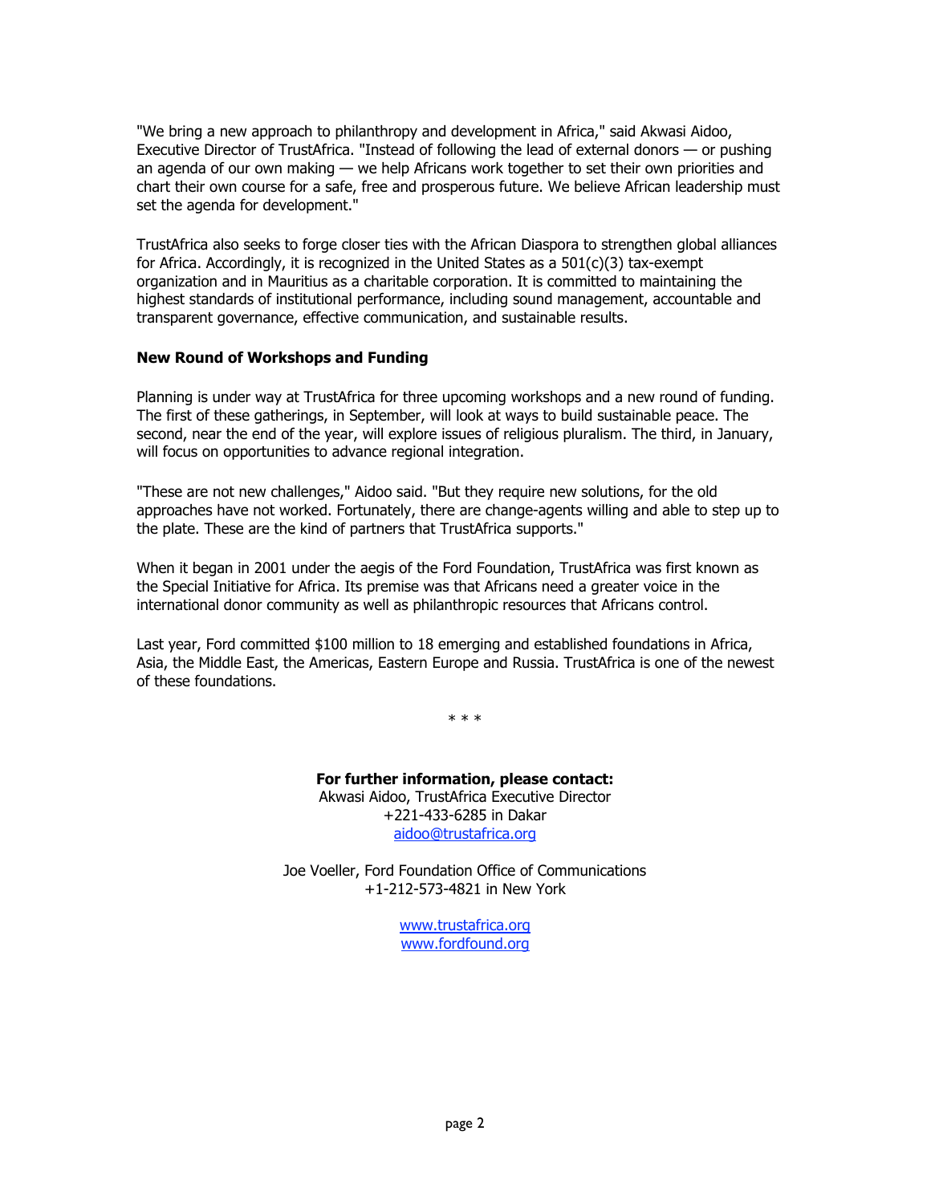"We bring a new approach to philanthropy and development in Africa," said Akwasi Aidoo, Executive Director of TrustAfrica. "Instead of following the lead of external donors — or pushing an agenda of our own making — we help Africans work together to set their own priorities and chart their own course for a safe, free and prosperous future. We believe African leadership must set the agenda for development."

TrustAfrica also seeks to forge closer ties with the African Diaspora to strengthen global alliances for Africa. Accordingly, it is recognized in the United States as a 501(c)(3) tax-exempt organization and in Mauritius as a charitable corporation. It is committed to maintaining the highest standards of institutional performance, including sound management, accountable and transparent governance, effective communication, and sustainable results.

**New Round of Workshops and Funding**

Planning is under way at TrustAfrica for three upcoming workshops and a new round of funding. The first of these gatherings, in September, will look at ways to build sustainable peace. The second, near the end of the year, will explore issues of religious pluralism. The third, in January, will focus on opportunities to advance regional integration.

"These are not new challenges," Aidoo said. "But they require new solutions, for the old approaches have not worked. Fortunately, there are change-agents willing and able to step up to the plate. These are the kind of partners that TrustAfrica supports."

When it began in 2001 under the aegis of the Ford Foundation, TrustAfrica was first known as the Special Initiative for Africa. Its premise was that Africans need a greater voice in the international donor community as well as philanthropic resources that Africans control.

Last year, Ford committed $100 million to 18 emerging and established foundations in Africa, Asia, the Middle East, the Americas, Eastern Europe and Russia. TrustAfrica is one of the newest of these foundations.

\* \* \*

**For further information, please contact:**
Akwasi Aidoo, TrustAfrica Executive Director
+221-433-6285 in Dakar
aidoo@trustafrica.org

Joe Voeller, Ford Foundation Office of Communications
+1-212-573-4821 in New York

www.trustafrica.org
www.fordfound.org